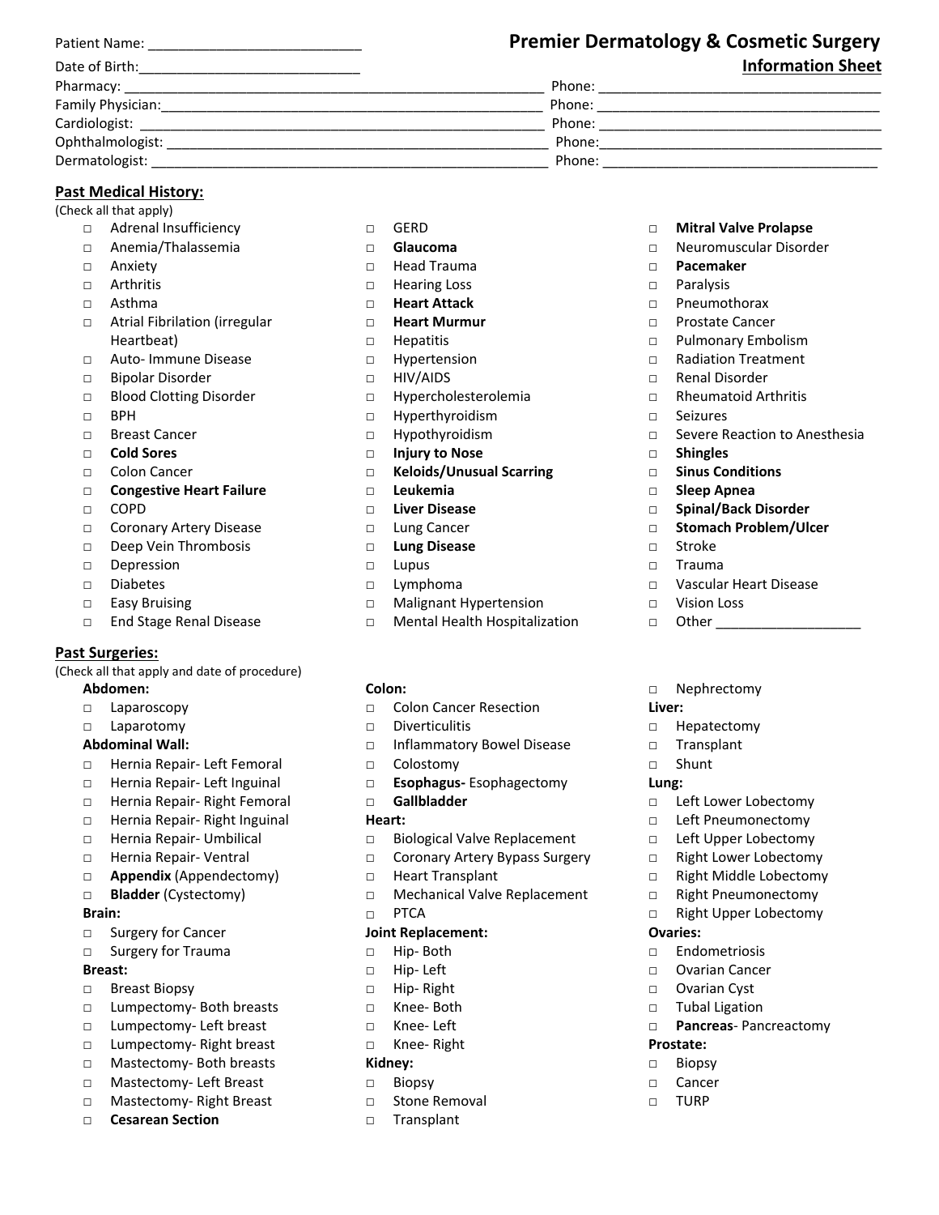Patient Name: ___________________________

Date of Birth:____________________________

# Premier Dermatology & Cosmetic Surgery

## Information Sheet

Pharmacy: ___________________________________________________ Phone: ____________________________________

Family Physician:_____________________________________________ Phone: ____________________________________

Cardiologist: ________________________________________________ Phone: ____________________________________

Ophthalmologist: _____________________________________________ Phone:____________________________________

Dermatologist: _______________________________________________ Phone: ___________________________________

## Past Medical History:

(Check all that apply)

- □ Adrenal Insufficiency
- □ Anemia/Thalassemia
- □ Anxiety
- □ Arthritis
- □ Asthma
- □ Atrial Fibrilation (irregular Heartbeat)
- □ Auto- Immune Disease
- □ Bipolar Disorder
- □ Blood Clotting Disorder
- □ BPH
- □ Breast Cancer
- □ **Cold Sores**
- □ Colon Cancer
- □ **Congestive Heart Failure**
- □ COPD
- □ Coronary Artery Disease
- □ Deep Vein Thrombosis
- □ Depression
- □ Diabetes
- □ Easy Bruising
- □ End Stage Renal Disease
- □ GERD
- □ **Glaucoma**
- □ Head Trauma
- □ Hearing Loss
- □ **Heart Attack**
- □ **Heart Murmur**
- □ Hepatitis
- □ Hypertension
- □ HIV/AIDS
- □ Hypercholesterolemia
- □ Hyperthyroidism
- □ Hypothyroidism
- □ **Injury to Nose**
- □ **Keloids/Unusual Scarring**
- □ **Leukemia**
- □ **Liver Disease**
- □ Lung Cancer
- □ **Lung Disease**
- □ Lupus
- □ Lymphoma
- □ Malignant Hypertension
- □ Mental Health Hospitalization
- □ **Mitral Valve Prolapse**
- □ Neuromuscular Disorder
- □ **Pacemaker**
- □ Paralysis
- □ Pneumothorax
- □ Prostate Cancer
- □ Pulmonary Embolism
- □ Radiation Treatment
- □ Renal Disorder
- □ Rheumatoid Arthritis
- □ Seizures
- □ Severe Reaction to Anesthesia
- □ **Shingles**
- □ **Sinus Conditions**
- □ **Sleep Apnea**
- □ **Spinal/Back Disorder**
- □ **Stomach Problem/Ulcer**
- □ Stroke
- □ Trauma
- □ Vascular Heart Disease
- □ Vision Loss
- □ Other ___________________

## Past Surgeries:

(Check all that apply and date of procedure)

**Abdomen:**

- □ Laparoscopy
- □ Laparotomy

**Abdominal Wall:**

- □ Hernia Repair- Left Femoral
- □ Hernia Repair- Left Inguinal
- □ Hernia Repair- Right Femoral
- □ Hernia Repair- Right Inguinal
- □ Hernia Repair- Umbilical
- □ Hernia Repair- Ventral
- □ **Appendix** (Appendectomy)
- □ **Bladder** (Cystectomy)

**Brain:**

- □ Surgery for Cancer
- □ Surgery for Trauma

**Breast:**

- □ Breast Biopsy
- □ Lumpectomy- Both breasts
- □ Lumpectomy- Left breast
- □ Lumpectomy- Right breast
- □ Mastectomy- Both breasts
- □ Mastectomy- Left Breast
- □ Mastectomy- Right Breast
- □ **Cesarean Section**

**Colon:**

- □ Colon Cancer Resection
- □ Diverticulitis
- □ Inflammatory Bowel Disease
- □ Colostomy
- □ **Esophagus-** Esophagectomy
- □ **Gallbladder**

**Heart:**

- □ Biological Valve Replacement
- □ Coronary Artery Bypass Surgery
- □ Heart Transplant
- □ Mechanical Valve Replacement
- □ PTCA

**Joint Replacement:**

- □ Hip- Both
- □ Hip- Left
- □ Hip- Right
- □ Knee- Both
- □ Knee- Left
- □ Knee- Right

**Kidney:**

- □ Biopsy
- □ Stone Removal
- □ Transplant
- □ Nephrectomy

**Liver:**

- □ Hepatectomy
- □ Transplant
- □ Shunt

**Lung:**

- □ Left Lower Lobectomy
- □ Left Pneumonectomy
- □ Left Upper Lobectomy
- □ Right Lower Lobectomy
- □ Right Middle Lobectomy
- □ Right Pneumonectomy
- □ Right Upper Lobectomy

**Ovaries:**

- □ Endometriosis
- □ Ovarian Cancer
- □ Ovarian Cyst
- □ Tubal Ligation
- □ **Pancreas**- Pancreactomy

**Prostate:**

- □ Biopsy
- □ Cancer
- □ TURP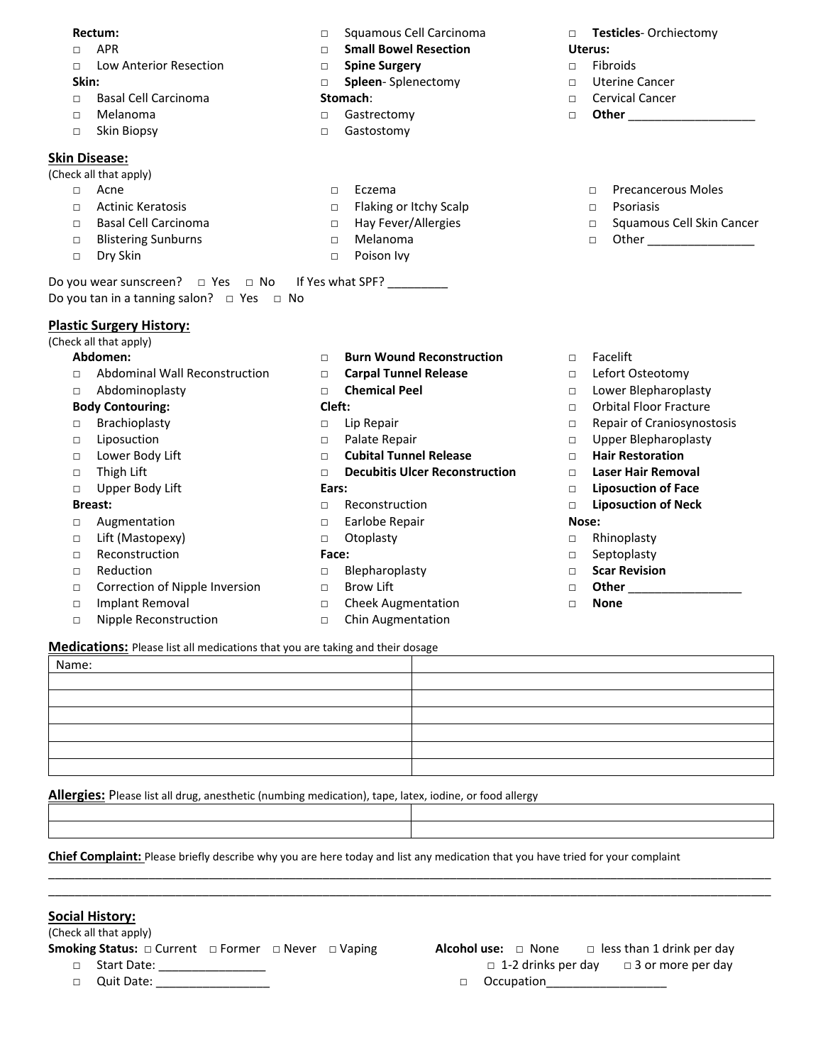**Rectum:**

- □ APR
- □ Low Anterior Resection

**Skin:**

- □ Basal Cell Carcinoma
- □ Melanoma
- □ Skin Biopsy
- □ Squamous Cell Carcinoma
- □ **Small Bowel Resection**
- □ **Spine Surgery**
- □ **Spleen**- Splenectomy

**Stomach**:

- □ Gastrectomy
- □ Gastostomy
- □ **Testicles**- Orchiectomy

**Uterus:**

- □ Fibroids
- □ Uterine Cancer
- □ Cervical Cancer
- □ **Other** ___________________

## Skin Disease:

(Check all that apply)

- □ Acne
- □ Actinic Keratosis
- □ Basal Cell Carcinoma
- □ Blistering Sunburns
- □ Dry Skin
- □ Eczema
- □ Flaking or Itchy Scalp
- □ Hay Fever/Allergies
- □ Melanoma
- □ Poison Ivy
- □ Precancerous Moles
- □ Psoriasis
- □ Squamous Cell Skin Cancer
- □ Other ________________

Do you wear sunscreen? □ Yes □ No If Yes what SPF? _________

Do you tan in a tanning salon? □ Yes □ No

## Plastic Surgery History:

(Check all that apply)

**Abdomen:**

- □ Abdominal Wall Reconstruction
- □ Abdominoplasty

**Body Contouring:**

- □ Brachioplasty
- □ Liposuction
- □ Lower Body Lift
- □ Thigh Lift
- □ Upper Body Lift

**Breast:**

- □ Augmentation
- □ Lift (Mastopexy)
- □ Reconstruction
- □ Reduction
- □ Correction of Nipple Inversion
- □ Implant Removal
- □ Nipple Reconstruction
- □ **Burn Wound Reconstruction**
- □ **Carpal Tunnel Release**
- □ **Chemical Peel**

**Cleft:**

- □ Lip Repair
- □ Palate Repair
- □ **Cubital Tunnel Release**
- □ **Decubitis Ulcer Reconstruction**

**Ears:**

- □ Reconstruction
- □ Earlobe Repair
- □ Otoplasty

**Face:**

- □ Blepharoplasty
- □ Brow Lift
- □ Cheek Augmentation
- □ Chin Augmentation
- □ Facelift
- □ Lefort Osteotomy
- □ Lower Blepharoplasty
- □ Orbital Floor Fracture
- □ Repair of Craniosynostosis
- □ Upper Blepharoplasty
- □ **Hair Restoration**
- □ **Laser Hair Removal**
- □ **Liposuction of Face**
- □ **Liposuction of Neck**

**Nose:**

- □ Rhinoplasty
- □ Septoplasty
- □ **Scar Revision**
- □ **Other** _________________
- □ **None**

## Medications:

Please list all medications that you are taking and their dosage

| Name: | |
|---|---|
| | |
| | |
| | |
| | |
| | |

## Allergies:

Please list all drug, anesthetic (numbing medication), tape, latex, iodine, or food allergy

| | |
|---|---|
| | |
| | |

**Chief Complaint:** Please briefly describe why you are here today and list any medication that you have tried for your complaint

_______________________________________________________________________________________________

_______________________________________________________________________________________________

## Social History:

(Check all that apply)

**Smoking Status:** □ Current □ Former □ Never □ Vaping

- □ Start Date: ________________
- □ Quit Date: ________________

**Alcohol use:** □ None □ less than 1 drink per day □ 1-2 drinks per day □ 3 or more per day

□ Occupation_________________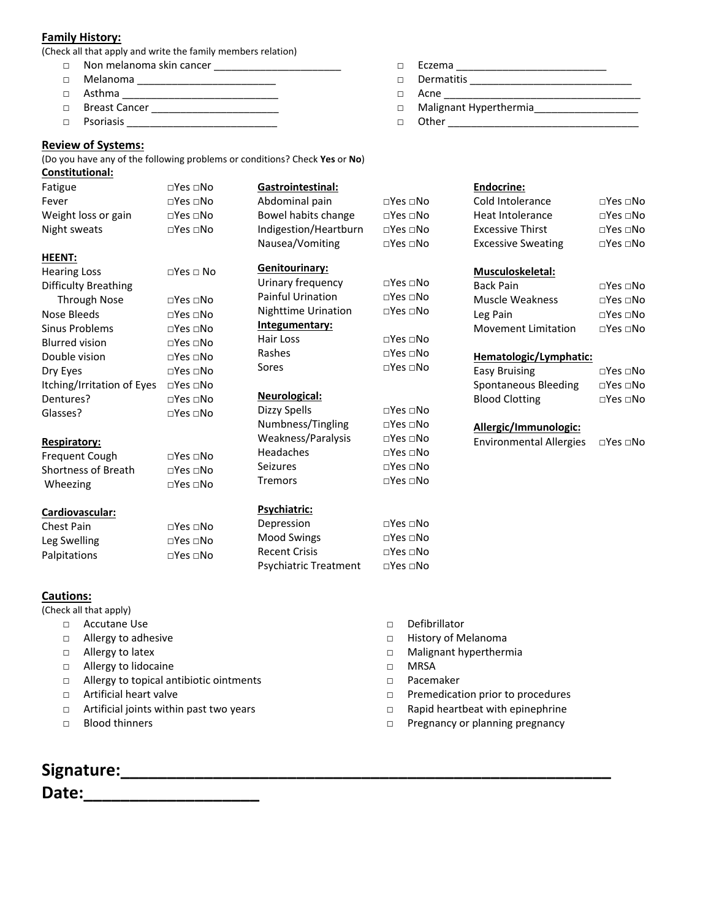**Family History:**

(Check all that apply and write the family members relation)

- □ Non melanoma skin cancer ______________________
- □ Melanoma ________________________
- □ Asthma __________________________
- □ Breast Cancer ______________________
- □ Psoriasis __________________________
- □ Eczema __________________________
- □ Dermatitis ___________________________
- □ Acne __________________________________
- □ Malignant Hyperthermia__________________
- □ Other _________________________________

**Review of Systems:**

(Do you have any of the following problems or conditions? Check **Yes** or **No**)

**Constitutional:**

| | |
|---|---|
| Fatigue | □Yes □No |
| Fever | □Yes □No |
| Weight loss or gain | □Yes □No |
| Night sweats | □Yes □No |

**HEENT:**

| | |
|---|---|
| Hearing Loss | □Yes □ No |
| Difficulty Breathing Through Nose | □Yes □No |
| Nose Bleeds | □Yes □No |
| Sinus Problems | □Yes □No |
| Blurred vision | □Yes □No |
| Double vision | □Yes □No |
| Dry Eyes | □Yes □No |
| Itching/Irritation of Eyes | □Yes □No |
| Dentures? | □Yes □No |
| Glasses? | □Yes □No |

**Respiratory:**

| | |
|---|---|
| Frequent Cough | □Yes □No |
| Shortness of Breath | □Yes □No |
| Wheezing | □Yes □No |

**Cardiovascular:**

| | |
|---|---|
| Chest Pain | □Yes □No |
| Leg Swelling | □Yes □No |
| Palpitations | □Yes □No |

**Gastrointestinal:**

| | |
|---|---|
| Abdominal pain | □Yes □No |
| Bowel habits change | □Yes □No |
| Indigestion/Heartburn | □Yes □No |
| Nausea/Vomiting | □Yes □No |

**Genitourinary:**

| | |
|---|---|
| Urinary frequency | □Yes □No |
| Painful Urination | □Yes □No |
| Nighttime Urination | □Yes □No |

**Integumentary:**

| | |
|---|---|
| Hair Loss | □Yes □No |
| Rashes | □Yes □No |
| Sores | □Yes □No |

**Neurological:**

| | |
|---|---|
| Dizzy Spells | □Yes □No |
| Numbness/Tingling | □Yes □No |
| Weakness/Paralysis | □Yes □No |
| Headaches | □Yes □No |
| Seizures | □Yes □No |
| Tremors | □Yes □No |

**Psychiatric:**

| | |
|---|---|
| Depression | □Yes □No |
| Mood Swings | □Yes □No |
| Recent Crisis | □Yes □No |
| Psychiatric Treatment | □Yes □No |

**Endocrine:**

| | |
|---|---|
| Cold Intolerance | □Yes □No |
| Heat Intolerance | □Yes □No |
| Excessive Thirst | □Yes □No |
| Excessive Sweating | □Yes □No |

**Musculoskeletal:**

| | |
|---|---|
| Back Pain | □Yes □No |
| Muscle Weakness | □Yes □No |
| Leg Pain | □Yes □No |
| Movement Limitation | □Yes □No |

**Hematologic/Lymphatic:**

| | |
|---|---|
| Easy Bruising | □Yes □No |
| Spontaneous Bleeding | □Yes □No |
| Blood Clotting | □Yes □No |

**Allergic/Immunologic:**

| | |
|---|---|
| Environmental Allergies | □Yes □No |

**Cautions:**

(Check all that apply)

- □ Accutane Use
- □ Allergy to adhesive
- □ Allergy to latex
- □ Allergy to lidocaine
- □ Allergy to topical antibiotic ointments
- □ Artificial heart valve
- □ Artificial joints within past two years
- □ Blood thinners
- □ Defibrillator
- □ History of Melanoma
- □ Malignant hyperthermia
- □ MRSA
- □ Pacemaker
- □ Premedication prior to procedures
- □ Rapid heartbeat with epinephrine
- □ Pregnancy or planning pregnancy

**Signature:**_______________________________________________

**Date:**___________________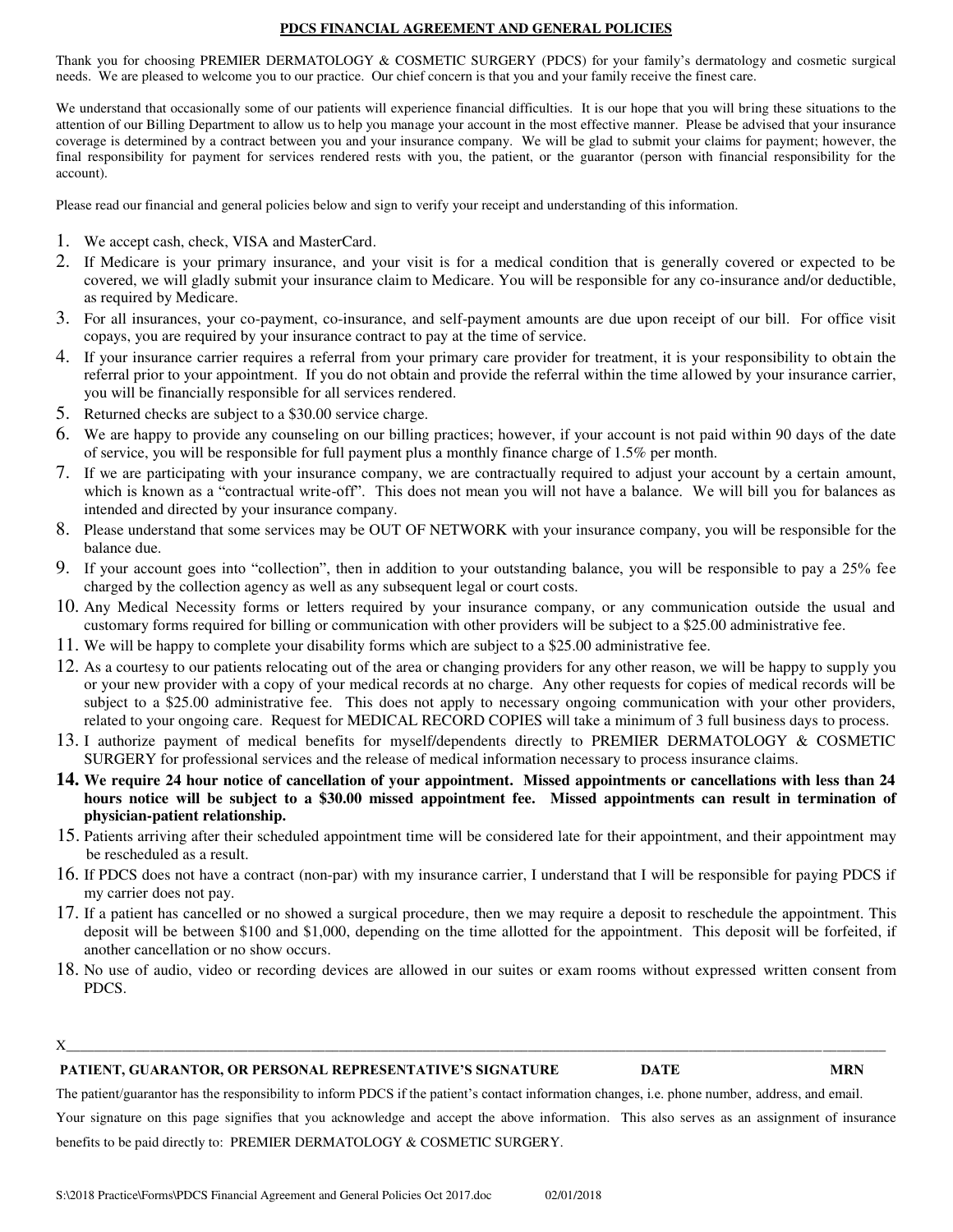## PDCS FINANCIAL AGREEMENT AND GENERAL POLICIES

Thank you for choosing PREMIER DERMATOLOGY & COSMETIC SURGERY (PDCS) for your family's dermatology and cosmetic surgical needs. We are pleased to welcome you to our practice. Our chief concern is that you and your family receive the finest care.

We understand that occasionally some of our patients will experience financial difficulties. It is our hope that you will bring these situations to the attention of our Billing Department to allow us to help you manage your account in the most effective manner. Please be advised that your insurance coverage is determined by a contract between you and your insurance company. We will be glad to submit your claims for payment; however, the final responsibility for payment for services rendered rests with you, the patient, or the guarantor (person with financial responsibility for the account).

Please read our financial and general policies below and sign to verify your receipt and understanding of this information.

1. We accept cash, check, VISA and MasterCard.
2. If Medicare is your primary insurance, and your visit is for a medical condition that is generally covered or expected to be covered, we will gladly submit your insurance claim to Medicare. You will be responsible for any co-insurance and/or deductible, as required by Medicare.
3. For all insurances, your co-payment, co-insurance, and self-payment amounts are due upon receipt of our bill. For office visit copays, you are required by your insurance contract to pay at the time of service.
4. If your insurance carrier requires a referral from your primary care provider for treatment, it is your responsibility to obtain the referral prior to your appointment. If you do not obtain and provide the referral within the time allowed by your insurance carrier, you will be financially responsible for all services rendered.
5. Returned checks are subject to a $30.00 service charge.
6. We are happy to provide any counseling on our billing practices; however, if your account is not paid within 90 days of the date of service, you will be responsible for full payment plus a monthly finance charge of 1.5% per month.
7. If we are participating with your insurance company, we are contractually required to adjust your account by a certain amount, which is known as a "contractual write-off". This does not mean you will not have a balance. We will bill you for balances as intended and directed by your insurance company.
8. Please understand that some services may be OUT OF NETWORK with your insurance company, you will be responsible for the balance due.
9. If your account goes into "collection", then in addition to your outstanding balance, you will be responsible to pay a 25% fee charged by the collection agency as well as any subsequent legal or court costs.
10. Any Medical Necessity forms or letters required by your insurance company, or any communication outside the usual and customary forms required for billing or communication with other providers will be subject to a $25.00 administrative fee.
11. We will be happy to complete your disability forms which are subject to a $25.00 administrative fee.
12. As a courtesy to our patients relocating out of the area or changing providers for any other reason, we will be happy to supply you or your new provider with a copy of your medical records at no charge. Any other requests for copies of medical records will be subject to a $25.00 administrative fee. This does not apply to necessary ongoing communication with your other providers, related to your ongoing care. Request for MEDICAL RECORD COPIES will take a minimum of 3 full business days to process.
13. I authorize payment of medical benefits for myself/dependents directly to PREMIER DERMATOLOGY & COSMETIC SURGERY for professional services and the release of medical information necessary to process insurance claims.
14. **We require 24 hour notice of cancellation of your appointment. Missed appointments or cancellations with less than 24 hours notice will be subject to a $30.00 missed appointment fee. Missed appointments can result in termination of physician-patient relationship.**
15. Patients arriving after their scheduled appointment time will be considered late for their appointment, and their appointment may be rescheduled as a result.
16. If PDCS does not have a contract (non-par) with my insurance carrier, I understand that I will be responsible for paying PDCS if my carrier does not pay.
17. If a patient has cancelled or no showed a surgical procedure, then we may require a deposit to reschedule the appointment. This deposit will be between $100 and $1,000, depending on the time allotted for the appointment. This deposit will be forfeited, if another cancellation or no show occurs.
18. No use of audio, video or recording devices are allowed in our suites or exam rooms without expressed written consent from PDCS.

X______________________________________________________________________________________________

**PATIENT, GUARANTOR, OR PERSONAL REPRESENTATIVE'S SIGNATURE** **DATE** **MRN**

The patient/guarantor has the responsibility to inform PDCS if the patient's contact information changes, i.e. phone number, address, and email.

Your signature on this page signifies that you acknowledge and accept the above information. This also serves as an assignment of insurance benefits to be paid directly to: PREMIER DERMATOLOGY & COSMETIC SURGERY.

S:\2018 Practice\Forms\PDCS Financial Agreement and General Policies Oct 2017.doc 02/01/2018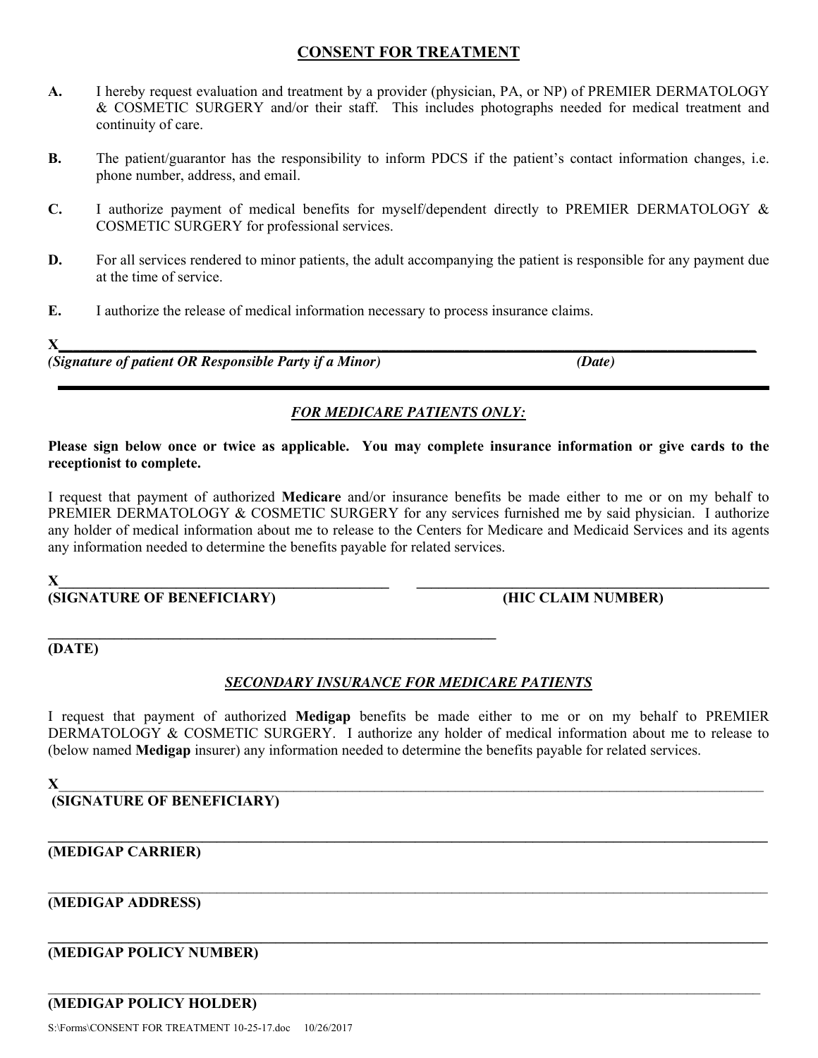# CONSENT FOR TREATMENT

**A.** I hereby request evaluation and treatment by a provider (physician, PA, or NP) of PREMIER DERMATOLOGY & COSMETIC SURGERY and/or their staff. This includes photographs needed for medical treatment and continuity of care.

**B.** The patient/guarantor has the responsibility to inform PDCS if the patient's contact information changes, i.e. phone number, address, and email.

**C.** I authorize payment of medical benefits for myself/dependent directly to PREMIER DERMATOLOGY & COSMETIC SURGERY for professional services.

**D.** For all services rendered to minor patients, the adult accompanying the patient is responsible for any payment due at the time of service.

**E.** I authorize the release of medical information necessary to process insurance claims.

**X**________________________________________________________________________________

***(Signature of patient OR Responsible Party if a Minor)*** ***(Date)***

---

## ***FOR MEDICARE PATIENTS ONLY:***

**Please sign below once or twice as applicable. You may complete insurance information or give cards to the receptionist to complete.**

I request that payment of authorized **Medicare** and/or insurance benefits be made either to me or on my behalf to PREMIER DERMATOLOGY & COSMETIC SURGERY for any services furnished me by said physician. I authorize any holder of medical information about me to release to the Centers for Medicare and Medicaid Services and its agents any information needed to determine the benefits payable for related services.

**X**______________________________________________ ________________________________________________

**(SIGNATURE OF BENEFICIARY)** **(HIC CLAIM NUMBER)**

______________________________________________________________

**(DATE)**

## ***SECONDARY INSURANCE FOR MEDICARE PATIENTS***

I request that payment of authorized **Medigap** benefits be made either to me or on my behalf to PREMIER DERMATOLOGY & COSMETIC SURGERY. I authorize any holder of medical information about me to release to (below named **Medigap** insurer) any information needed to determine the benefits payable for related services.

**X**________________________________________________________________________________

**(SIGNATURE OF BENEFICIARY)**

________________________________________________________________________________

**(MEDIGAP CARRIER)**

________________________________________________________________________________

**(MEDIGAP ADDRESS)**

________________________________________________________________________________

**(MEDIGAP POLICY NUMBER)**

________________________________________________________________________________

**(MEDIGAP POLICY HOLDER)**

S:\Forms\CONSENT FOR TREATMENT 10-25-17.doc 10/26/2017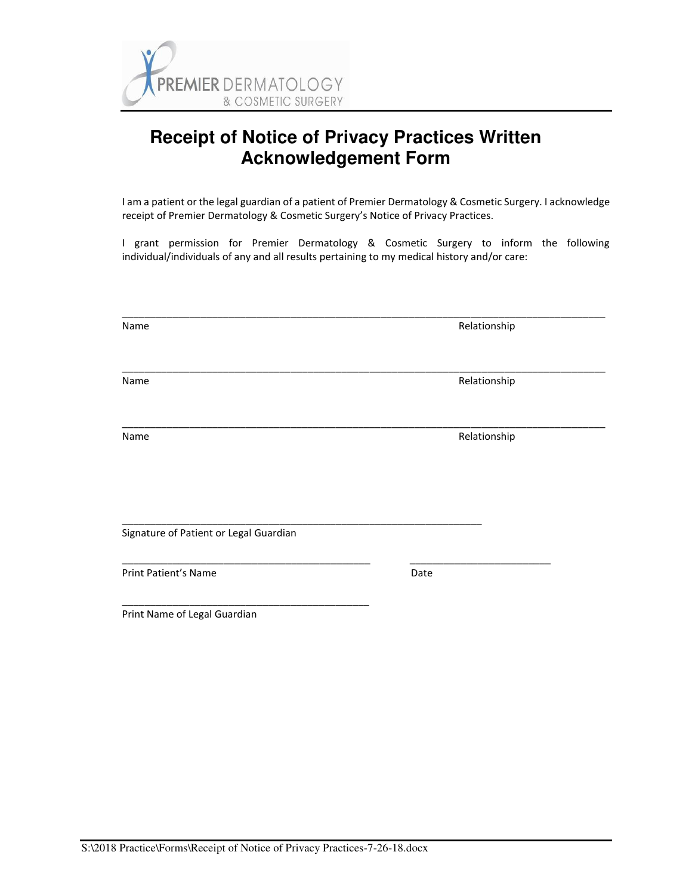PREMIER DERMATOLOGY & COSMETIC SURGERY

# Receipt of Notice of Privacy Practices Written Acknowledgement Form

I am a patient or the legal guardian of a patient of Premier Dermatology & Cosmetic Surgery. I acknowledge receipt of Premier Dermatology & Cosmetic Surgery's Notice of Privacy Practices.

I grant permission for Premier Dermatology & Cosmetic Surgery to inform the following individual/individuals of any and all results pertaining to my medical history and/or care:

\_\_\_\_\_\_\_\_\_\_\_\_\_\_\_\_\_\_\_\_\_\_\_\_\_\_\_\_\_\_\_\_\_\_\_\_\_\_\_\_\_\_\_\_\_\_\_\_\_\_\_\_\_\_\_\_\_\_\_\_\_\_\_\_\_\_\_\_\_\_\_\_\_\_\_\_\_\_

Name                                                                                    Relationship

\_\_\_\_\_\_\_\_\_\_\_\_\_\_\_\_\_\_\_\_\_\_\_\_\_\_\_\_\_\_\_\_\_\_\_\_\_\_\_\_\_\_\_\_\_\_\_\_\_\_\_\_\_\_\_\_\_\_\_\_\_\_\_\_\_\_\_\_\_\_\_\_\_\_\_\_\_\_

Name                                                                                    Relationship

\_\_\_\_\_\_\_\_\_\_\_\_\_\_\_\_\_\_\_\_\_\_\_\_\_\_\_\_\_\_\_\_\_\_\_\_\_\_\_\_\_\_\_\_\_\_\_\_\_\_\_\_\_\_\_\_\_\_\_\_\_\_\_\_\_\_\_\_\_\_\_\_\_\_\_\_\_\_

Name                                                                                    Relationship

\_\_\_\_\_\_\_\_\_\_\_\_\_\_\_\_\_\_\_\_\_\_\_\_\_\_\_\_\_\_\_\_\_\_\_\_\_\_\_\_\_\_\_\_\_\_\_\_\_\_\_\_\_\_\_\_\_\_

Signature of Patient or Legal Guardian

\_\_\_\_\_\_\_\_\_\_\_\_\_\_\_\_\_\_\_\_\_\_\_\_\_\_\_\_\_\_\_\_\_\_\_\_\_\_\_\_\_\_        \_\_\_\_\_\_\_\_\_\_\_\_\_\_\_\_\_\_\_\_\_\_\_\_

Print Patient's Name                                                    Date

\_\_\_\_\_\_\_\_\_\_\_\_\_\_\_\_\_\_\_\_\_\_\_\_\_\_\_\_\_\_\_\_\_\_\_\_\_\_\_\_\_\_

Print Name of Legal Guardian

S:\2018 Practice\Forms\Receipt of Notice of Privacy Practices-7-26-18.docx